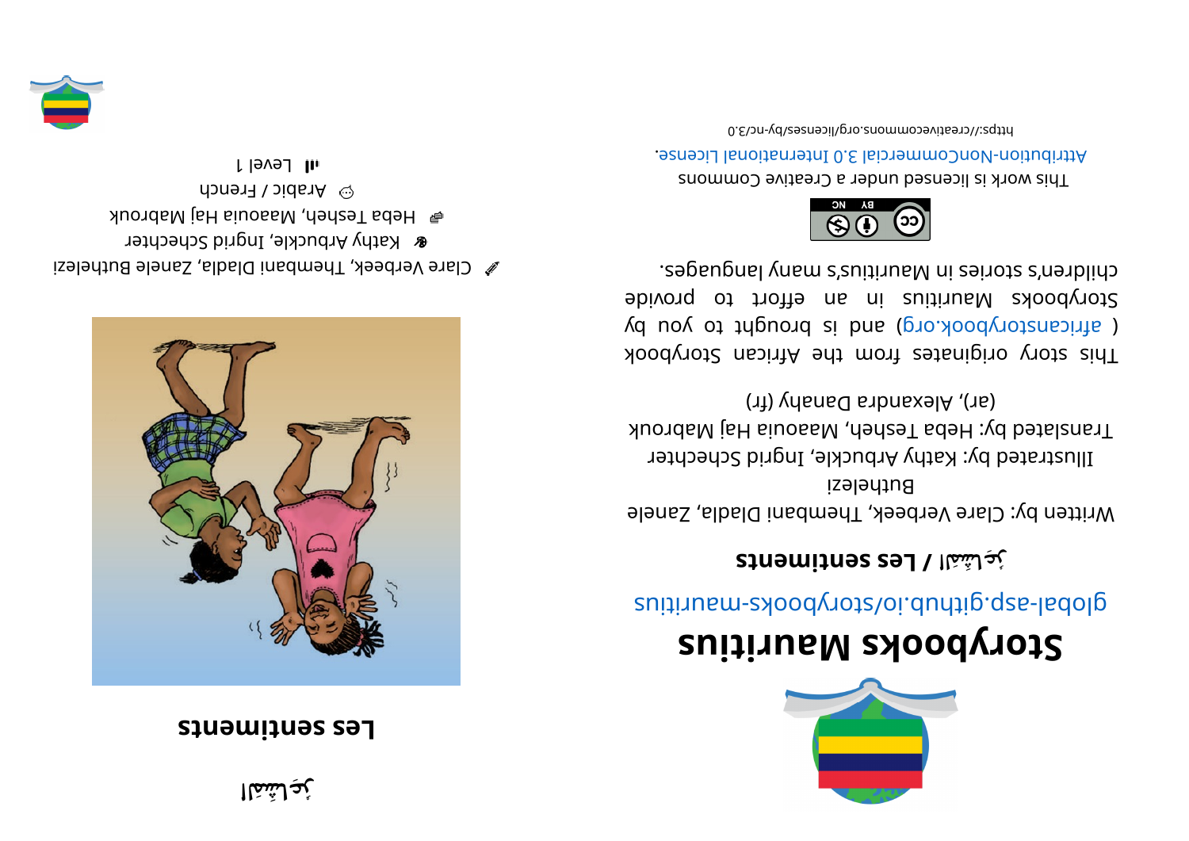# Storybooks Mauritius

global-asp.github.io/storybooks-mauritius

**المَشاعِرُ / Les sentiments**

Written by: Clare Verbeek, Thembani Dladla, Zanele Buthelezi

Illustrated by: Kathy Arbuckle, Ingrid Schechter

Translated by: Heba Tesheh, Maaouia Haj Mabrouk (ar), Alexandra Danahy (fr)

This story originates from the African Storybook ( africanstorybook.org) and is brought to you by Storybooks Mauritius in an effort to provide children's stories in Mauritius's many languages.

This work is licensed under a Creative Commons Attribution-NonCommercial 3.0 International License.

https://creativecommons.org/licenses/by-nc/3.0

المَشاعِرُ

# Les sentiments

Clare Verbeek, Thembani Dladla, Zanele Buthelezi

Kathy Arbuckle, Ingrid Schechter

Heba Tesheh, Maaouia Haj Mabrouk

Arabic / French

Level 1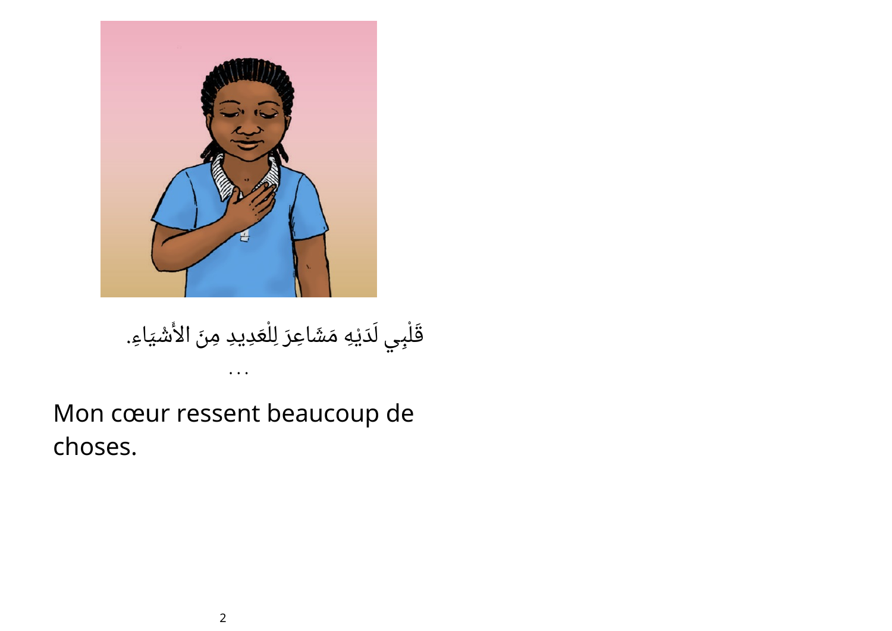قَلْبِي لَدَيْهِ مَشَاعِرَ لِلْعَدِيدِ مِنَ الأَشْيَاءِ.

...

Mon cœur ressent beaucoup de choses.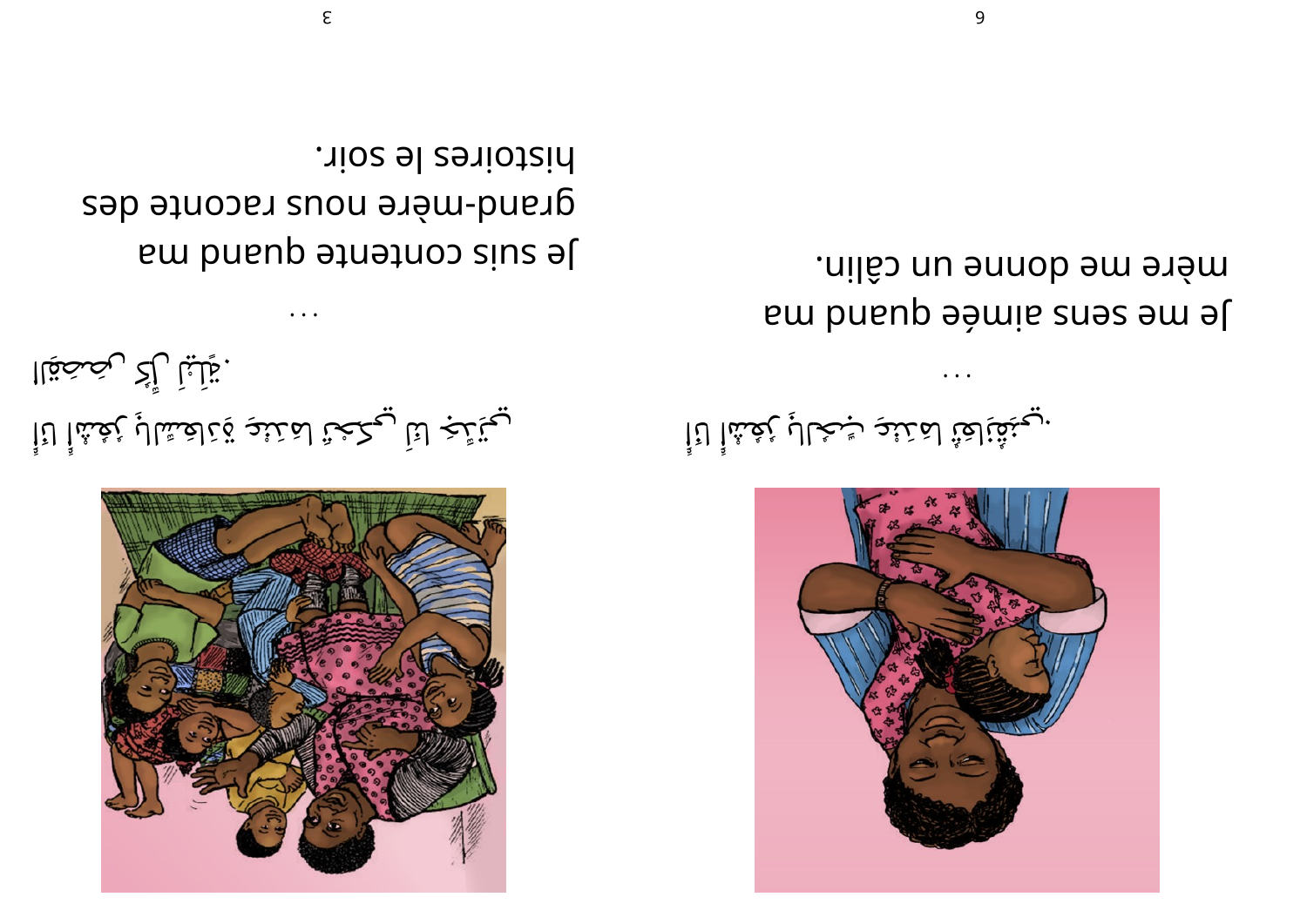Je me sens aimée quand ma mère me donne un câlin.

...

Je suis contente quand ma grand-mère nous raconte des histoires le soir.

...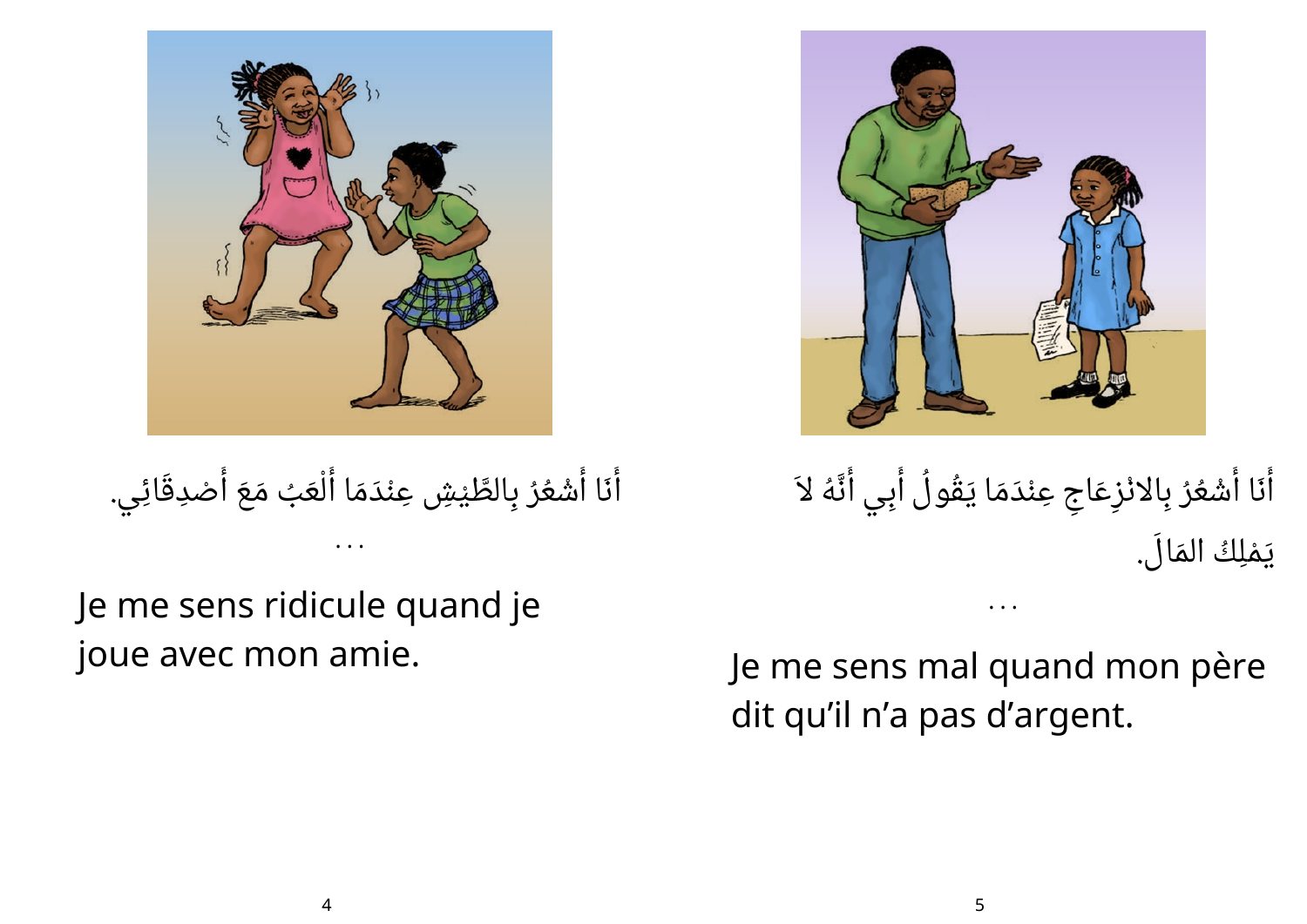أَنَا أَشْعُرُ بِالطَّيْشِ عِنْدَمَا أَلْعَبُ مَعَ أَصْدِقَائِي.

...

Je me sens ridicule quand je joue avec mon amie.

أَنَا أَشْعُرُ بِالانْزِعَاجِ عِنْدَمَا يَقُولُ أَبِي أَنَّهُ لاَ يَمْلِكُ المَالَ.

...

Je me sens mal quand mon père dit qu'il n'a pas d'argent.